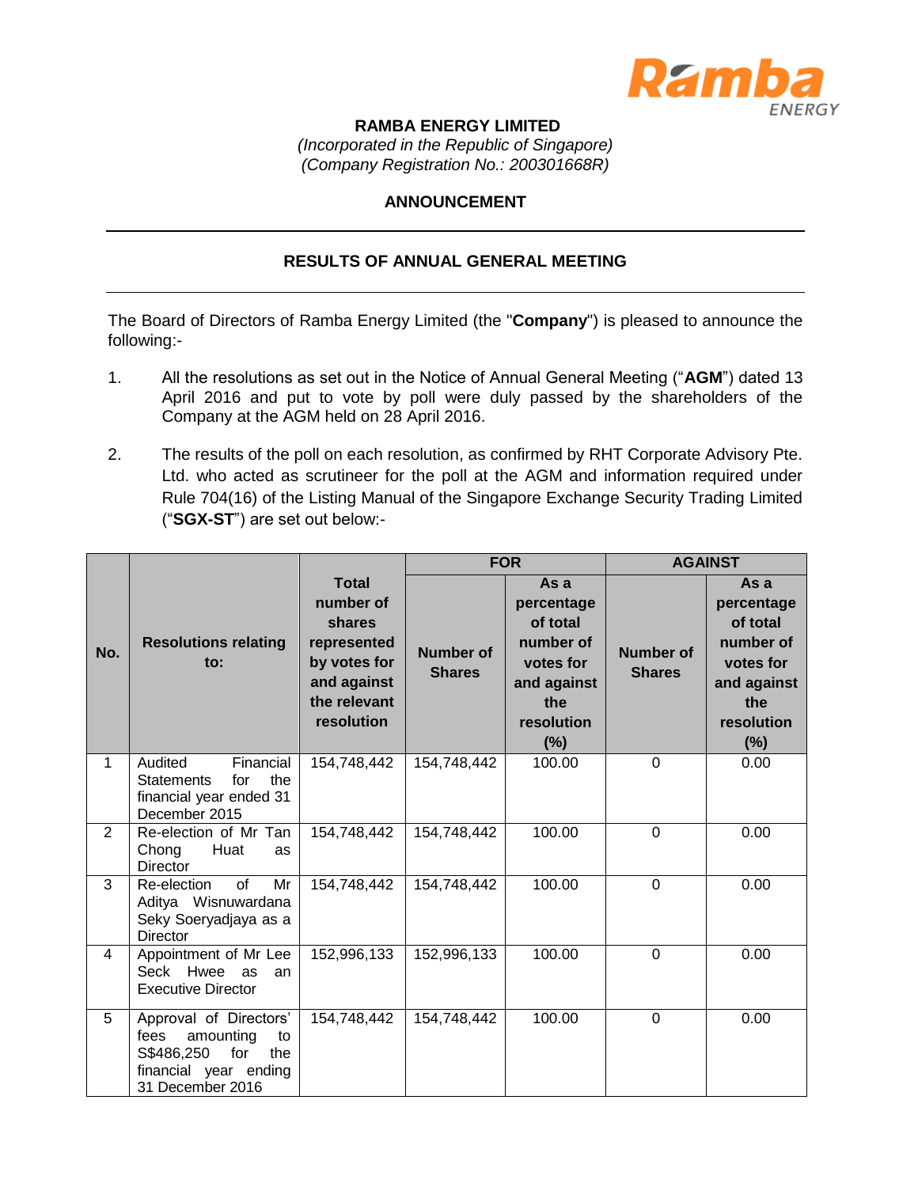**RAMBA ENERGY LIMITED**

*(Incorporated in the Republic of Singapore)*

*(Company Registration No.: 200301668R)*

**ANNOUNCEMENT**

---

**RESULTS OF ANNUAL GENERAL MEETING**

---

The Board of Directors of Ramba Energy Limited (the "**Company**") is pleased to announce the following:-

1. All the resolutions as set out in the Notice of Annual General Meeting ("**AGM**") dated 13 April 2016 and put to vote by poll were duly passed by the shareholders of the Company at the AGM held on 28 April 2016.

2. The results of the poll on each resolution, as confirmed by RHT Corporate Advisory Pte. Ltd. who acted as scrutineer for the poll at the AGM and information required under Rule 704(16) of the Listing Manual of the Singapore Exchange Security Trading Limited ("**SGX-ST**") are set out below:-

| No. | Resolutions relating to: | Total number of shares represented by votes for and against the relevant resolution | FOR | | AGAINST | |
|---|---|---|---|---|---|---|
| | | | Number of Shares | As a percentage of total number of votes for and against the resolution (%) | Number of Shares | As a percentage of total number of votes for and against the resolution (%) |
| 1 | Audited Financial Statements for the financial year ended 31 December 2015 | 154,748,442 | 154,748,442 | 100.00 | 0 | 0.00 |
| 2 | Re-election of Mr Tan Chong Huat as Director | 154,748,442 | 154,748,442 | 100.00 | 0 | 0.00 |
| 3 | Re-election of Mr Aditya Wisnuwardana Seky Soeryadjaya as a Director | 154,748,442 | 154,748,442 | 100.00 | 0 | 0.00 |
| 4 | Appointment of Mr Lee Seck Hwee as an Executive Director | 152,996,133 | 152,996,133 | 100.00 | 0 | 0.00 |
| 5 | Approval of Directors' fees amounting to S$486,250 for the financial year ending 31 December 2016 | 154,748,442 | 154,748,442 | 100.00 | 0 | 0.00 |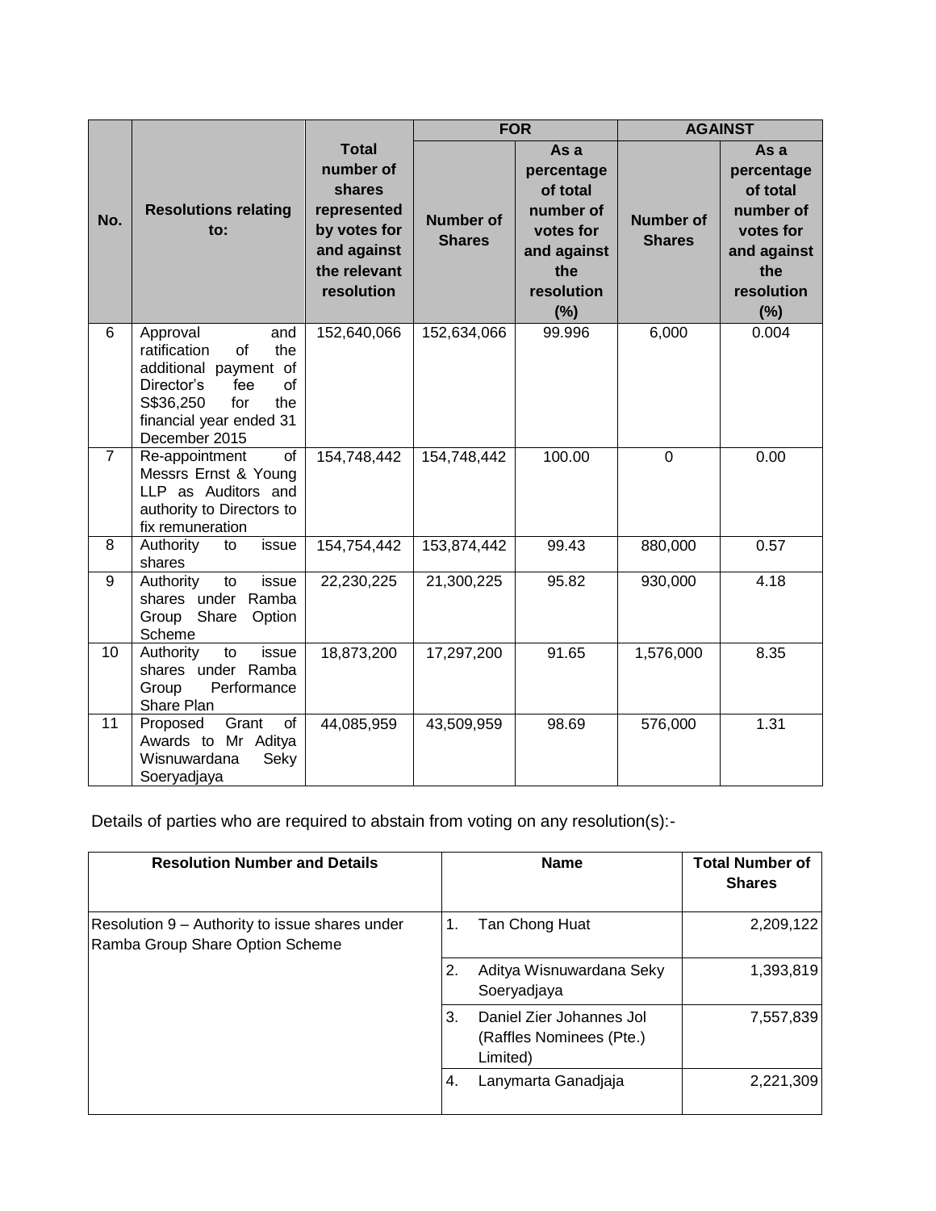| No. | Resolutions relating to: | Total number of shares represented by votes for and against the relevant resolution | FOR | | AGAINST | |
|---|---|---|---|---|---|---|
| | | | Number of Shares | As a percentage of total number of votes for and against the resolution (%) | Number of Shares | As a percentage of total number of votes for and against the resolution (%) |
| 6 | Approval and ratification of the additional payment of Director's fee of S$36,250 for the financial year ended 31 December 2015 | 152,640,066 | 152,634,066 | 99.996 | 6,000 | 0.004 |
| 7 | Re-appointment of Messrs Ernst & Young LLP as Auditors and authority to Directors to fix remuneration | 154,748,442 | 154,748,442 | 100.00 | 0 | 0.00 |
| 8 | Authority to issue shares | 154,754,442 | 153,874,442 | 99.43 | 880,000 | 0.57 |
| 9 | Authority to issue shares under Ramba Group Share Option Scheme | 22,230,225 | 21,300,225 | 95.82 | 930,000 | 4.18 |
| 10 | Authority to issue shares under Ramba Group Performance Share Plan | 18,873,200 | 17,297,200 | 91.65 | 1,576,000 | 8.35 |
| 11 | Proposed Grant of Awards to Mr Aditya Wisnuwardana Seky Soeryadjaya | 44,085,959 | 43,509,959 | 98.69 | 576,000 | 1.31 |

Details of parties who are required to abstain from voting on any resolution(s):-

| Resolution Number and Details | Name | Total Number of Shares |
|---|---|---|
| Resolution 9 – Authority to issue shares under Ramba Group Share Option Scheme | 1. Tan Chong Huat | 2,209,122 |
| | 2. Aditya Wisnuwardana Seky Soeryadjaya | 1,393,819 |
| | 3. Daniel Zier Johannes Jol (Raffles Nominees (Pte.) Limited) | 7,557,839 |
| | 4. Lanymarta Ganadjaja | 2,221,309 |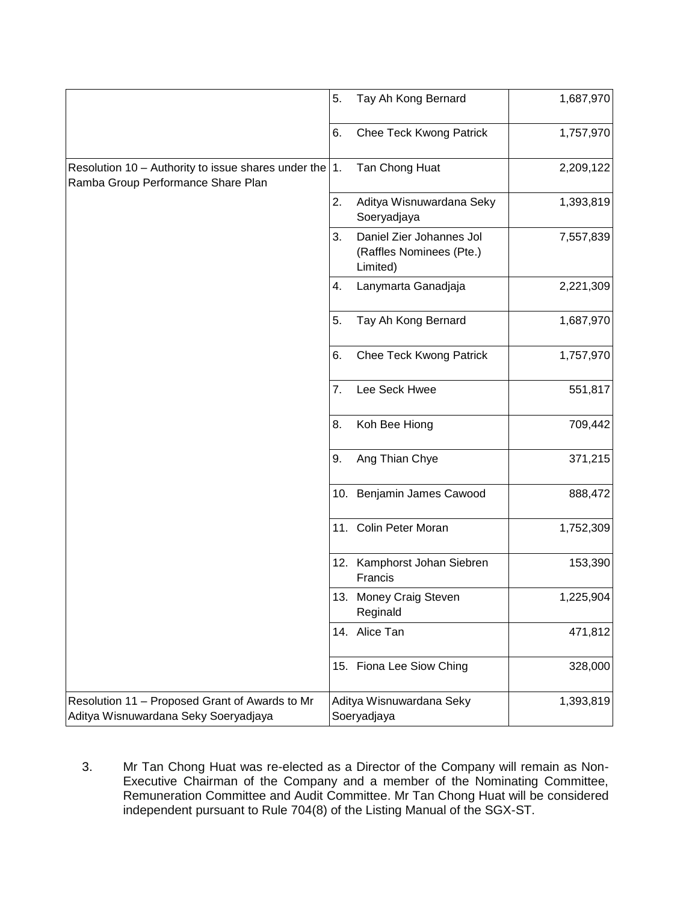|  |  |  |
|---|---|---|
|  | 5. Tay Ah Kong Bernard | 1,687,970 |
|  | 6. Chee Teck Kwong Patrick | 1,757,970 |
| Resolution 10 – Authority to issue shares under the Ramba Group Performance Share Plan | 1. Tan Chong Huat | 2,209,122 |
|  | 2. Aditya Wisnuwardana Seky Soeryadjaya | 1,393,819 |
|  | 3. Daniel Zier Johannes Jol (Raffles Nominees (Pte.) Limited) | 7,557,839 |
|  | 4. Lanymarta Ganadjaja | 2,221,309 |
|  | 5. Tay Ah Kong Bernard | 1,687,970 |
|  | 6. Chee Teck Kwong Patrick | 1,757,970 |
|  | 7. Lee Seck Hwee | 551,817 |
|  | 8. Koh Bee Hiong | 709,442 |
|  | 9. Ang Thian Chye | 371,215 |
|  | 10. Benjamin James Cawood | 888,472 |
|  | 11. Colin Peter Moran | 1,752,309 |
|  | 12. Kamphorst Johan Siebren Francis | 153,390 |
|  | 13. Money Craig Steven Reginald | 1,225,904 |
|  | 14. Alice Tan | 471,812 |
|  | 15. Fiona Lee Siow Ching | 328,000 |
| Resolution 11 – Proposed Grant of Awards to Mr Aditya Wisnuwardana Seky Soeryadjaya | Aditya Wisnuwardana Seky Soeryadjaya | 1,393,819 |

3. Mr Tan Chong Huat was re-elected as a Director of the Company will remain as Non-Executive Chairman of the Company and a member of the Nominating Committee, Remuneration Committee and Audit Committee. Mr Tan Chong Huat will be considered independent pursuant to Rule 704(8) of the Listing Manual of the SGX-ST.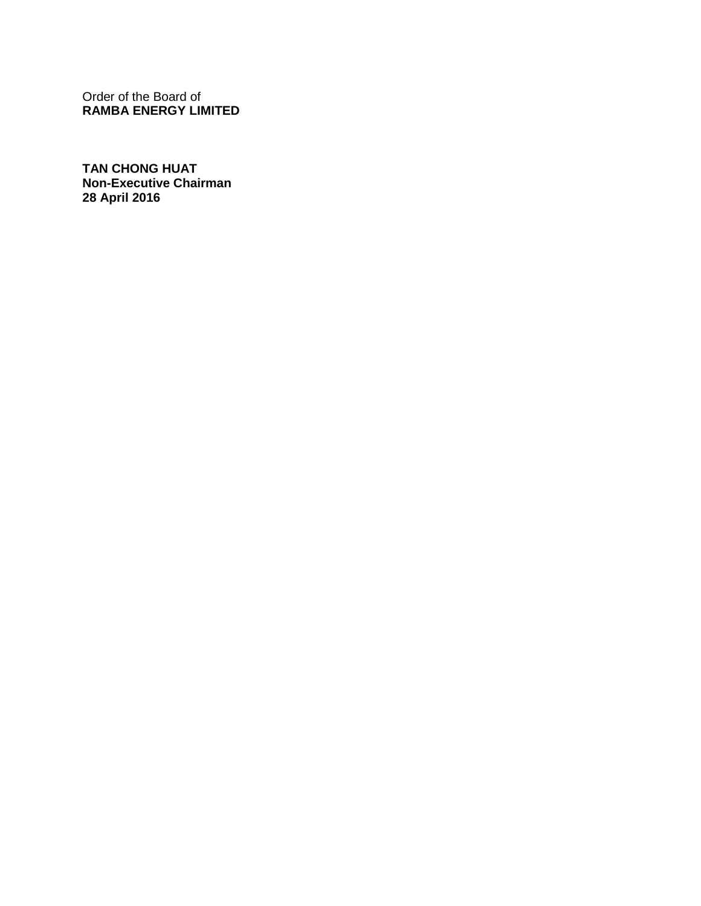Order of the Board of
**RAMBA ENERGY LIMITED**

**TAN CHONG HUAT**
**Non-Executive Chairman**
**28 April 2016**